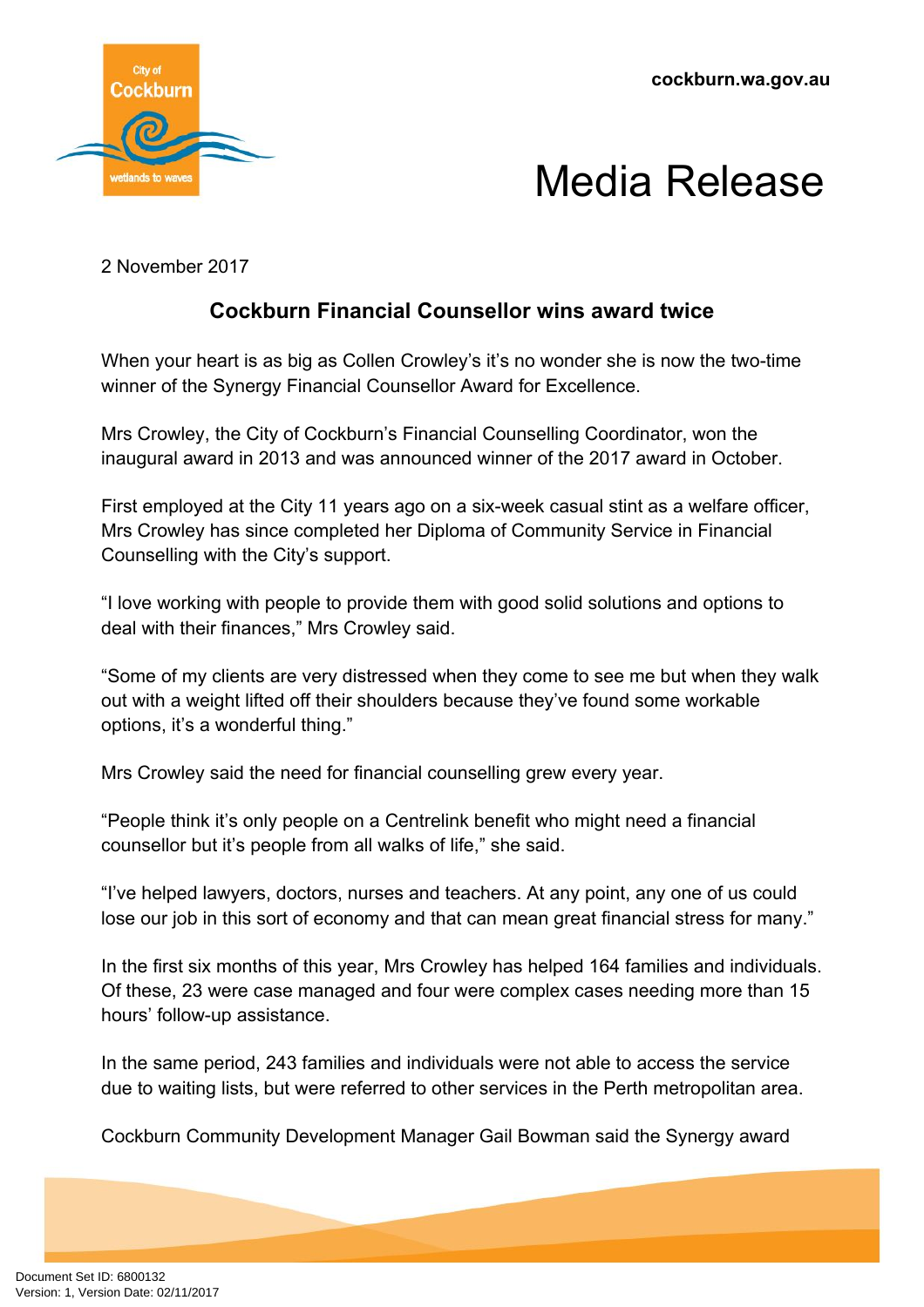cockburn.wa.gov.au

# Media Release

2 November 2017

## Cockburn Financial Counsellor wins award twice

When your heart is as big as Collen Crowley's it's no wonder she is now the two-time winner of the Synergy Financial Counsellor Award for Excellence.

Mrs Crowley, the City of Cockburn's Financial Counselling Coordinator, won the inaugural award in 2013 and was announced winner of the 2017 award in October.

First employed at the City 11 years ago on a six-week casual stint as a welfare officer, Mrs Crowley has since completed her Diploma of Community Service in Financial Counselling with the City's support.

"I love working with people to provide them with good solid solutions and options to deal with their finances," Mrs Crowley said.

"Some of my clients are very distressed when they come to see me but when they walk out with a weight lifted off their shoulders because they've found some workable options, it's a wonderful thing."

Mrs Crowley said the need for financial counselling grew every year.

"People think it's only people on a Centrelink benefit who might need a financial counsellor but it's people from all walks of life," she said.

"I've helped lawyers, doctors, nurses and teachers. At any point, any one of us could lose our job in this sort of economy and that can mean great financial stress for many."

In the first six months of this year, Mrs Crowley has helped 164 families and individuals. Of these, 23 were case managed and four were complex cases needing more than 15 hours' follow-up assistance.

In the same period, 243 families and individuals were not able to access the service due to waiting lists, but were referred to other services in the Perth metropolitan area.

Cockburn Community Development Manager Gail Bowman said the Synergy award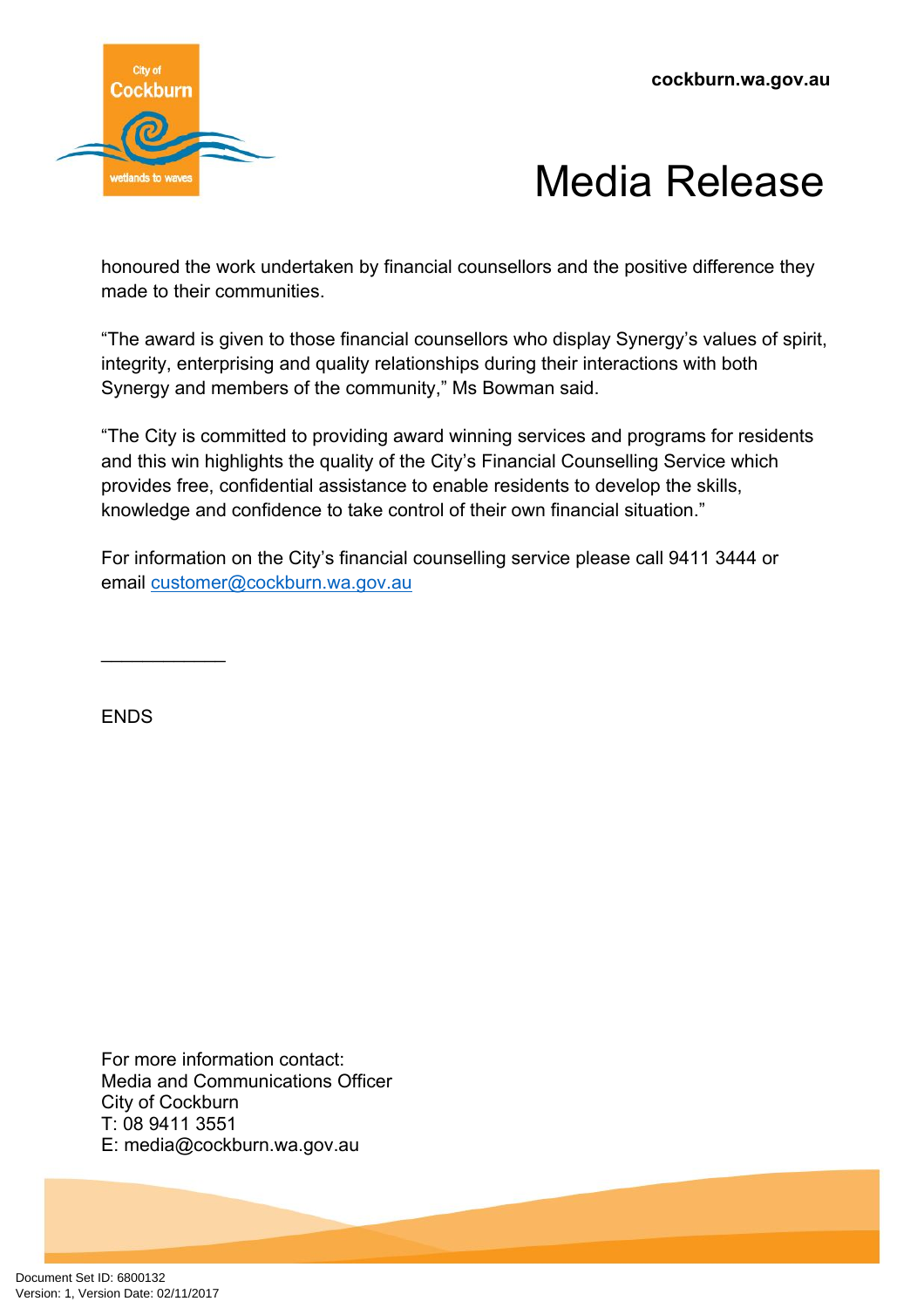honoured the work undertaken by financial counsellors and the positive difference they made to their communities.

"The award is given to those financial counsellors who display Synergy's values of spirit, integrity, enterprising and quality relationships during their interactions with both Synergy and members of the community," Ms Bowman said.

"The City is committed to providing award winning services and programs for residents and this win highlights the quality of the City's Financial Counselling Service which provides free, confidential assistance to enable residents to develop the skills, knowledge and confidence to take control of their own financial situation."

For information on the City's financial counselling service please call 9411 3444 or email customer@cockburn.wa.gov.au

___________

ENDS

For more information contact:
Media and Communications Officer
City of Cockburn
T: 08 9411 3551
E: media@cockburn.wa.gov.au